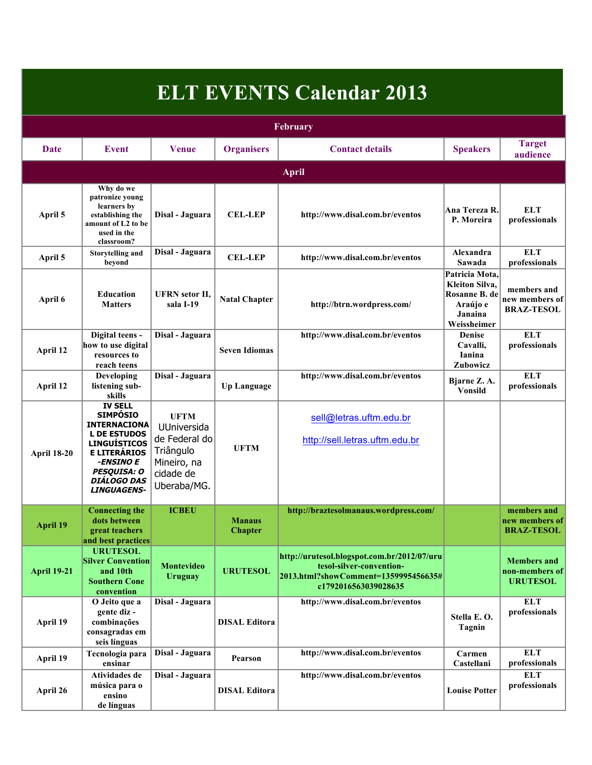# ELT EVENTS Calendar 2013

| Date | Event | Venue | Organisers | Contact details | Speakers | Target audience |
|---|---|---|---|---|---|---|
| **February** | | | | | | |
| **April** | | | | | | |
| April 5 | Why do we patronize young learners by establishing the amount of L2 to be used in the classroom? | Disal - Jaguara | CEL-LEP | http://www.disal.com.br/eventos | Ana Tereza R. P. Moreira | ELT professionals |
| April 5 | Storytelling and beyond | Disal - Jaguara | CEL-LEP | http://www.disal.com.br/eventos | Alexandra Sawada | ELT professionals |
| April 6 | Education Matters | UFRN setor II, sala I-19 | Natal Chapter | http://btrn.wordpress.com/ | Patricia Mota, Kleiton Silva, Rosanne B. de Araújo e Janaina Weissheimer | members and new members of BRAZ-TESOL |
| April 12 | Digital teens - how to use digital resources to reach teens | Disal - Jaguara | Seven Idiomas | http://www.disal.com.br/eventos | Denise Cavalli, Ianina Zubowicz | ELT professionals |
| April 12 | Developing listening sub-skills | Disal - Jaguara | Up Language | http://www.disal.com.br/eventos | Bjarne Z. A. Vonsild | ELT professionals |
| April 18-20 | IV SELL SIMPÓSIO INTERNACIONAL DE ESTUDOS LINGUÍSTICOS E LITERÁRIOS *-ENSINO E PESQUISA: O DIÁLOGO DAS LINGUAGENS-* | UFTM UUniversidade Federal do Triângulo Mineiro, na cidade de Uberaba/MG. | UFTM | sell@letras.uftm.edu.br http://sell.letras.uftm.edu.br | | |
| April 19 | Connecting the dots between great teachers and best practices | ICBEU | Manaus Chapter | http://braztesolmanaus.wordpress.com/ | | members and new members of BRAZ-TESOL |
| April 19-21 | URUTESOL Silver Convention and 10th Southern Cone convention | Montevideo Uruguay | URUTESOL | http://urutesol.blogspot.com.br/2012/07/urutesol-silver-convention-2013.html?showComment=1359995456635#c1792016563039028635 | | Members and non-members of URUTESOL |
| April 19 | O Jeito que a gente diz - combinações consagradas em seis línguas | Disal - Jaguara | DISAL Editora | http://www.disal.com.br/eventos | Stella E. O. Tagnin | ELT professionals |
| April 19 | Tecnologia para ensinar | Disal - Jaguara | Pearson | http://www.disal.com.br/eventos | Carmen Castellani | ELT professionals |
| April 26 | Atividades de música para o ensino de línguas | Disal - Jaguara | DISAL Editora | http://www.disal.com.br/eventos | Louise Potter | ELT professionals |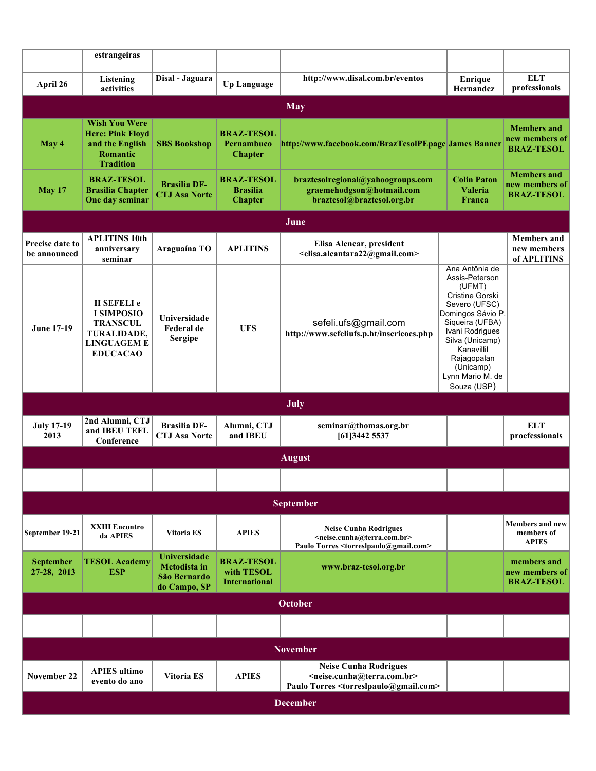| | | | | | | |
|---|---|---|---|---|---|---|
| | **estrangeiras** | | | | | |
| **April 26** | **Listening activities** | **Disal - Jaguara** | **Up Language** | **http://www.disal.com.br/eventos** | **Enrique Hernandez** | **ELT professionals** |
| | | | **May** | | | |
| **May 4** | **Wish You Were Here: Pink Floyd and the English Romantic Tradition** | **SBS Bookshop** | **BRAZ-TESOL Pernambuco Chapter** | **http://www.facebook.com/BrazTesolPEpage** | **James Banner** | **Members and new members of BRAZ-TESOL** |
| **May 17** | **BRAZ-TESOL Brasilia Chapter One day seminar** | **Brasilia DF- CTJ Asa Norte** | **BRAZ-TESOL Brasilia Chapter** | **braztesolregional@yahoogroups.com graemehodgson@hotmail.com braztesol@braztesol.org.br** | **Colin Paton Valeria Franca** | **Members and new members of BRAZ-TESOL** |
| | | | **June** | | | |
| **Precise date to be announced** | **APLITINS 10th anniversary seminar** | **Araguaína TO** | **APLITINS** | **Elisa Alencar, president <elisa.alcantara22@gmail.com>** | | **Members and new members of APLITINS** |
| **June 17-19** | **II SEFELI e I SIMPOSIO TRANSCUL TURALIDADE, LINGUAGEM E EDUCACAO** | **Universidade Federal de Sergipe** | **UFS** | sefeli.ufs@gmail.com **http://www.sefeliufs.p.ht/inscricoes.php** | Ana Antônia de Assis-Peterson (UFMT) Cristine Gorski Severo (UFSC) Domingos Sávio P. Siqueira (UFBA) Ivani Rodrigues Silva (Unicamp) Kanavillil Rajagopalan (Unicamp) Lynn Mario M. de Souza (USP) | |
| | | | **July** | | | |
| **July 17-19 2013** | **2nd Alumni, CTJ and IBEU TEFL Conference** | **Brasilia DF- CTJ Asa Norte** | **Alumni, CTJ and IBEU** | **seminar@thomas.org.br [61]3442 5537** | | **ELT proefessionals** |
| | | | **August** | | | |
| | | | | | | |
| | | | **September** | | | |
| **September 19-21** | **XXIII Encontro da APIES** | **Vitoria ES** | **APIES** | **Neise Cunha Rodrigues <neise.cunha@terra.com.br> Paulo Torres <torreslpaulo@gmail.com>** | | **Members and new members of APIES** |
| **September 27-28, 2013** | **TESOL Academy ESP** | **Universidade Metodista in São Bernardo do Campo, SP** | **BRAZ-TESOL with TESOL International** | **www.braz-tesol.org.br** | | **members and new members of BRAZ-TESOL** |
| | | | **October** | | | |
| | | | | | | |
| | | | **November** | | | |
| **November 22** | **APIES ultimo evento do ano** | **Vitoria ES** | **APIES** | **Neise Cunha Rodrigues <neise.cunha@terra.com.br> Paulo Torres <torreslpaulo@gmail.com>** | | |
| | | | **December** | | | |